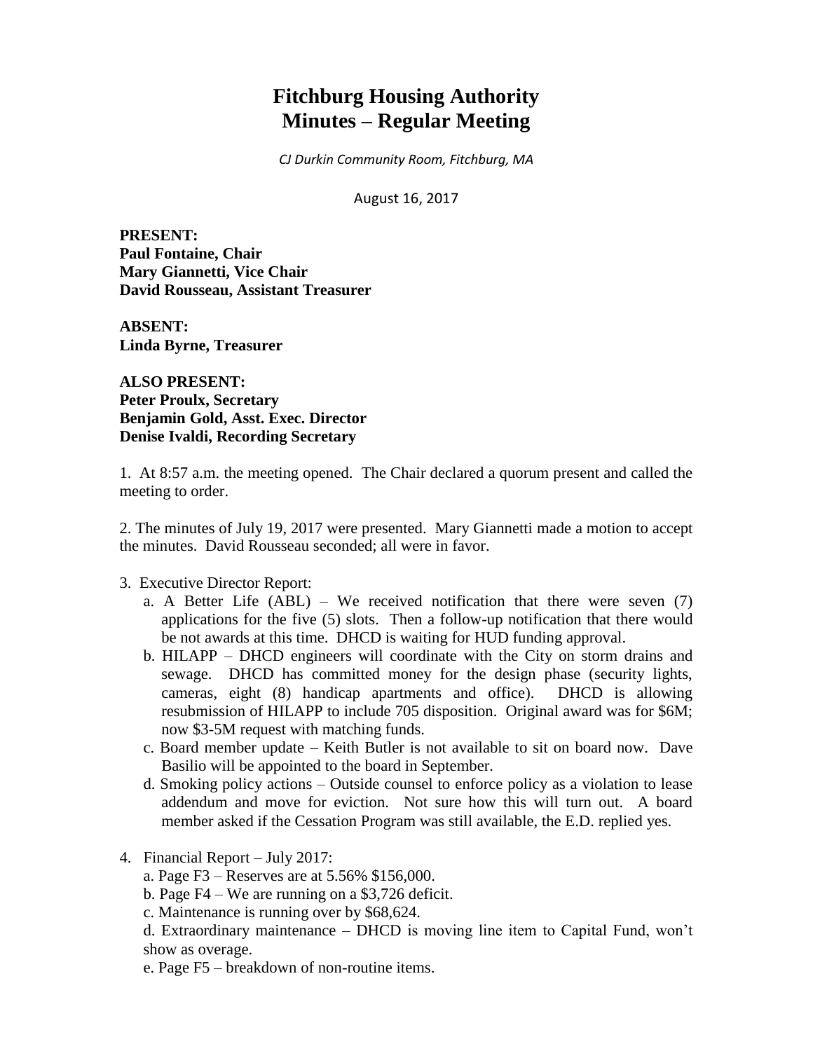# Fitchburg Housing Authority
# Minutes – Regular Meeting

*CJ Durkin Community Room, Fitchburg, MA*

August 16, 2017

**PRESENT:**
**Paul Fontaine, Chair**
**Mary Giannetti, Vice Chair**
**David Rousseau, Assistant Treasurer**

**ABSENT:**
**Linda Byrne, Treasurer**

**ALSO PRESENT:**
**Peter Proulx, Secretary**
**Benjamin Gold, Asst. Exec. Director**
**Denise Ivaldi, Recording Secretary**

1. At 8:57 a.m. the meeting opened. The Chair declared a quorum present and called the meeting to order.

2. The minutes of July 19, 2017 were presented. Mary Giannetti made a motion to accept the minutes. David Rousseau seconded; all were in favor.

3. Executive Director Report:
   a. A Better Life (ABL) – We received notification that there were seven (7) applications for the five (5) slots. Then a follow-up notification that there would be not awards at this time. DHCD is waiting for HUD funding approval.
   b. HILAPP – DHCD engineers will coordinate with the City on storm drains and sewage. DHCD has committed money for the design phase (security lights, cameras, eight (8) handicap apartments and office). DHCD is allowing resubmission of HILAPP to include 705 disposition. Original award was for $6M; now $3-5M request with matching funds.
   c. Board member update – Keith Butler is not available to sit on board now. Dave Basilio will be appointed to the board in September.
   d. Smoking policy actions – Outside counsel to enforce policy as a violation to lease addendum and move for eviction. Not sure how this will turn out. A board member asked if the Cessation Program was still available, the E.D. replied yes.

4. Financial Report – July 2017:
   a. Page F3 – Reserves are at 5.56% $156,000.
   b. Page F4 – We are running on a $3,726 deficit.
   c. Maintenance is running over by $68,624.
   d. Extraordinary maintenance – DHCD is moving line item to Capital Fund, won't show as overage.
   e. Page F5 – breakdown of non-routine items.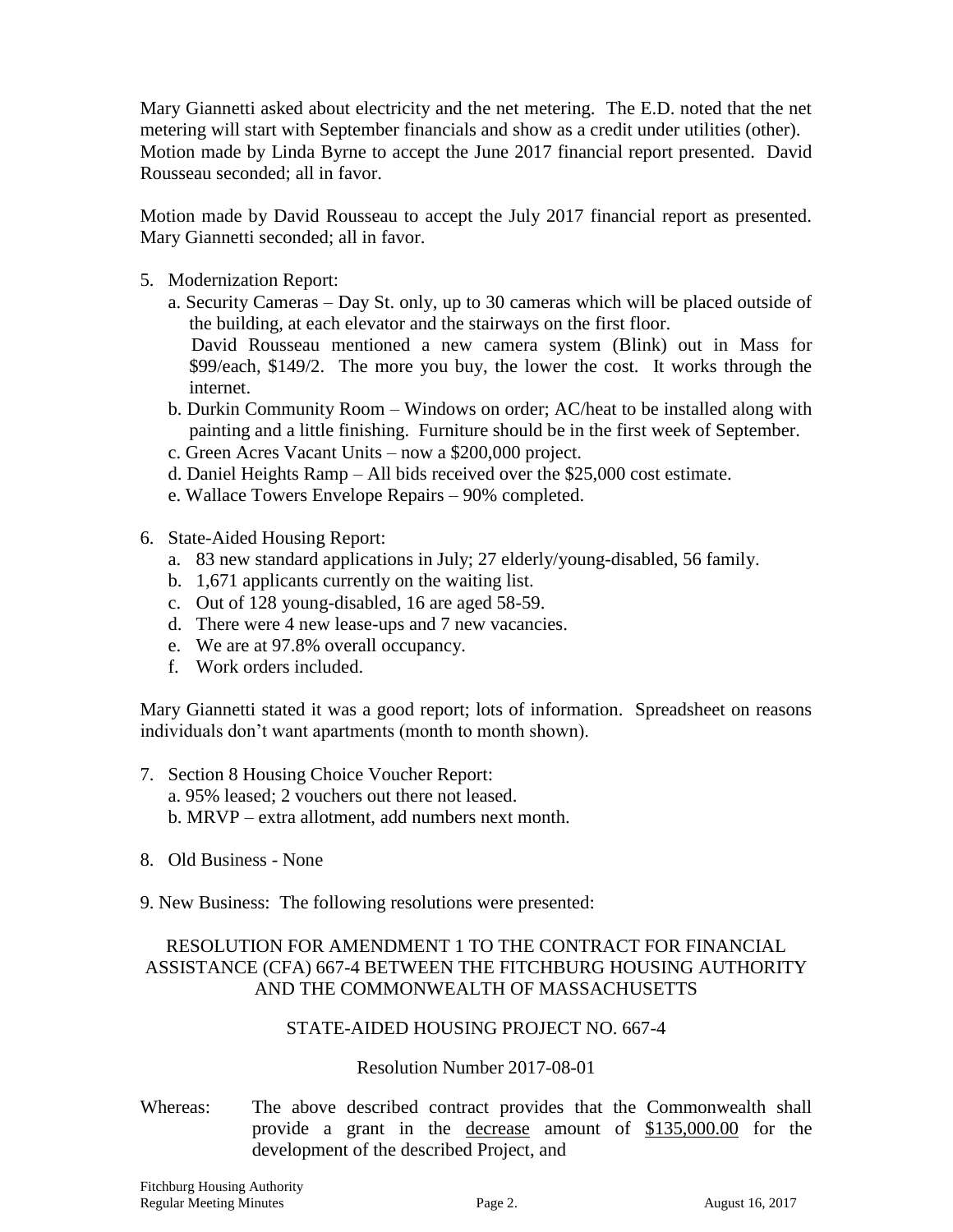Mary Giannetti asked about electricity and the net metering. The E.D. noted that the net metering will start with September financials and show as a credit under utilities (other). Motion made by Linda Byrne to accept the June 2017 financial report presented. David Rousseau seconded; all in favor.

Motion made by David Rousseau to accept the July 2017 financial report as presented. Mary Giannetti seconded; all in favor.

5. Modernization Report:
   a. Security Cameras – Day St. only, up to 30 cameras which will be placed outside of the building, at each elevator and the stairways on the first floor. David Rousseau mentioned a new camera system (Blink) out in Mass for \$99/each, \$149/2. The more you buy, the lower the cost. It works through the internet.
   b. Durkin Community Room – Windows on order; AC/heat to be installed along with painting and a little finishing. Furniture should be in the first week of September.
   c. Green Acres Vacant Units – now a \$200,000 project.
   d. Daniel Heights Ramp – All bids received over the \$25,000 cost estimate.
   e. Wallace Towers Envelope Repairs – 90% completed.

6. State-Aided Housing Report:
   a. 83 new standard applications in July; 27 elderly/young-disabled, 56 family.
   b. 1,671 applicants currently on the waiting list.
   c. Out of 128 young-disabled, 16 are aged 58-59.
   d. There were 4 new lease-ups and 7 new vacancies.
   e. We are at 97.8% overall occupancy.
   f. Work orders included.

Mary Giannetti stated it was a good report; lots of information. Spreadsheet on reasons individuals don't want apartments (month to month shown).

7. Section 8 Housing Choice Voucher Report:
   a. 95% leased; 2 vouchers out there not leased.
   b. MRVP – extra allotment, add numbers next month.

8. Old Business - None

9. New Business: The following resolutions were presented:

RESOLUTION FOR AMENDMENT 1 TO THE CONTRACT FOR FINANCIAL ASSISTANCE (CFA) 667-4 BETWEEN THE FITCHBURG HOUSING AUTHORITY AND THE COMMONWEALTH OF MASSACHUSETTS

STATE-AIDED HOUSING PROJECT NO. 667-4

Resolution Number 2017-08-01

Whereas: The above described contract provides that the Commonwealth shall provide a grant in the decrease amount of \$135,000.00 for the development of the described Project, and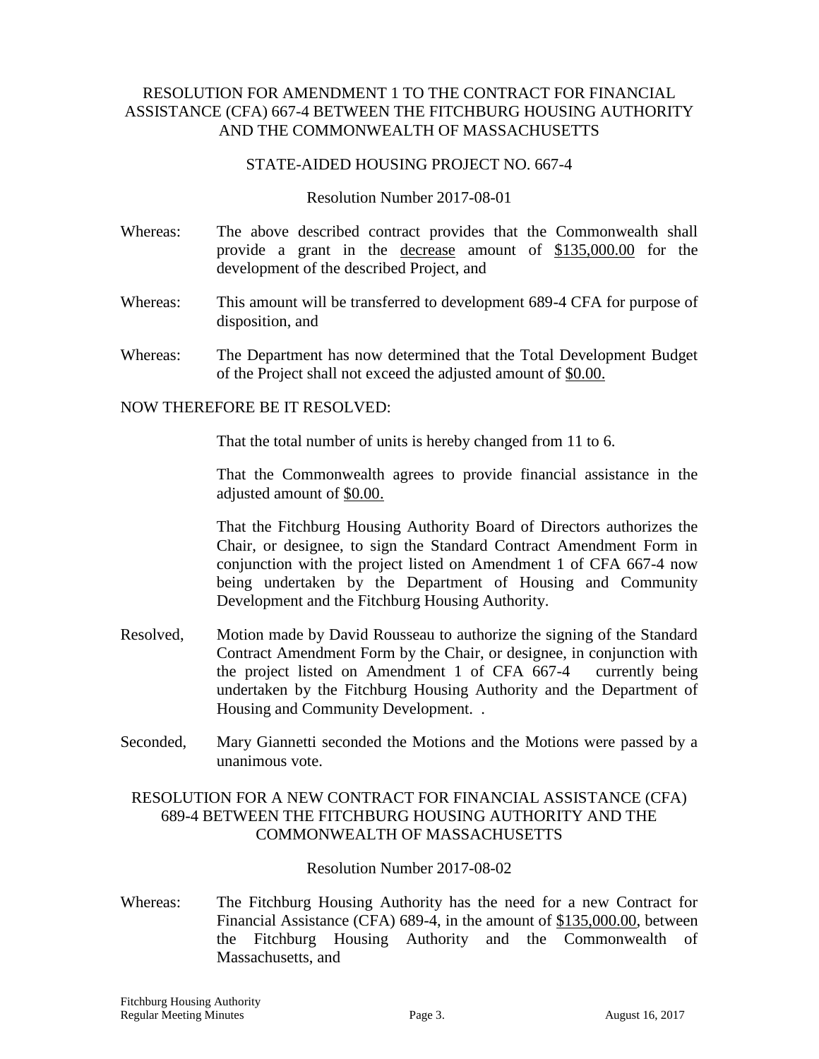## RESOLUTION FOR AMENDMENT 1 TO THE CONTRACT FOR FINANCIAL ASSISTANCE (CFA) 667-4 BETWEEN THE FITCHBURG HOUSING AUTHORITY AND THE COMMONWEALTH OF MASSACHUSETTS

STATE-AIDED HOUSING PROJECT NO. 667-4

Resolution Number 2017-08-01

Whereas: The above described contract provides that the Commonwealth shall provide a grant in the decrease amount of $135,000.00 for the development of the described Project, and

Whereas: This amount will be transferred to development 689-4 CFA for purpose of disposition, and

Whereas: The Department has now determined that the Total Development Budget of the Project shall not exceed the adjusted amount of $0.00.

NOW THEREFORE BE IT RESOLVED:

That the total number of units is hereby changed from 11 to 6.

That the Commonwealth agrees to provide financial assistance in the adjusted amount of $0.00.

That the Fitchburg Housing Authority Board of Directors authorizes the Chair, or designee, to sign the Standard Contract Amendment Form in conjunction with the project listed on Amendment 1 of CFA 667-4 now being undertaken by the Department of Housing and Community Development and the Fitchburg Housing Authority.

Resolved, Motion made by David Rousseau to authorize the signing of the Standard Contract Amendment Form by the Chair, or designee, in conjunction with the project listed on Amendment 1 of CFA 667-4 currently being undertaken by the Fitchburg Housing Authority and the Department of Housing and Community Development. .

Seconded, Mary Giannetti seconded the Motions and the Motions were passed by a unanimous vote.

## RESOLUTION FOR A NEW CONTRACT FOR FINANCIAL ASSISTANCE (CFA) 689-4 BETWEEN THE FITCHBURG HOUSING AUTHORITY AND THE COMMONWEALTH OF MASSACHUSETTS

Resolution Number 2017-08-02

Whereas: The Fitchburg Housing Authority has the need for a new Contract for Financial Assistance (CFA) 689-4, in the amount of $135,000.00, between the Fitchburg Housing Authority and the Commonwealth of Massachusetts, and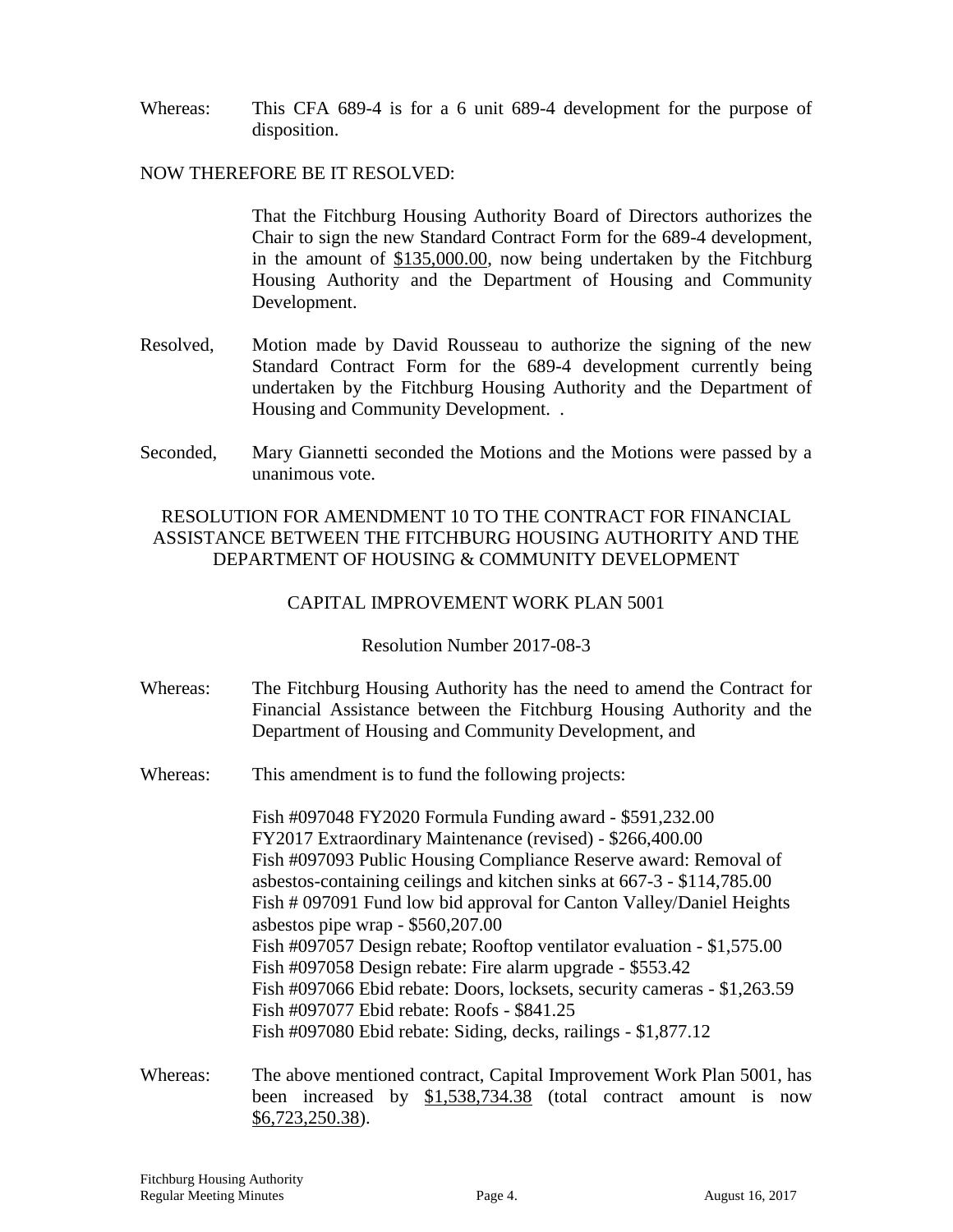Whereas: This CFA 689-4 is for a 6 unit 689-4 development for the purpose of disposition.

NOW THEREFORE BE IT RESOLVED:

That the Fitchburg Housing Authority Board of Directors authorizes the Chair to sign the new Standard Contract Form for the 689-4 development, in the amount of <u>$135,000.00</u>, now being undertaken by the Fitchburg Housing Authority and the Department of Housing and Community Development.

Resolved, Motion made by David Rousseau to authorize the signing of the new Standard Contract Form for the 689-4 development currently being undertaken by the Fitchburg Housing Authority and the Department of Housing and Community Development. .

Seconded, Mary Giannetti seconded the Motions and the Motions were passed by a unanimous vote.

RESOLUTION FOR AMENDMENT 10 TO THE CONTRACT FOR FINANCIAL ASSISTANCE BETWEEN THE FITCHBURG HOUSING AUTHORITY AND THE DEPARTMENT OF HOUSING & COMMUNITY DEVELOPMENT

CAPITAL IMPROVEMENT WORK PLAN 5001

Resolution Number 2017-08-3

Whereas: The Fitchburg Housing Authority has the need to amend the Contract for Financial Assistance between the Fitchburg Housing Authority and the Department of Housing and Community Development, and

Whereas: This amendment is to fund the following projects:

Fish #097048 FY2020 Formula Funding award - $591,232.00
FY2017 Extraordinary Maintenance (revised) - $266,400.00
Fish #097093 Public Housing Compliance Reserve award: Removal of asbestos-containing ceilings and kitchen sinks at 667-3 - $114,785.00
Fish # 097091 Fund low bid approval for Canton Valley/Daniel Heights asbestos pipe wrap - $560,207.00
Fish #097057 Design rebate; Rooftop ventilator evaluation - $1,575.00
Fish #097058 Design rebate: Fire alarm upgrade - $553.42
Fish #097066 Ebid rebate: Doors, locksets, security cameras - $1,263.59
Fish #097077 Ebid rebate: Roofs - $841.25
Fish #097080 Ebid rebate: Siding, decks, railings - $1,877.12

Whereas: The above mentioned contract, Capital Improvement Work Plan 5001, has been increased by <u>$1,538,734.38</u> (total contract amount is now <u>$6,723,250.38</u>).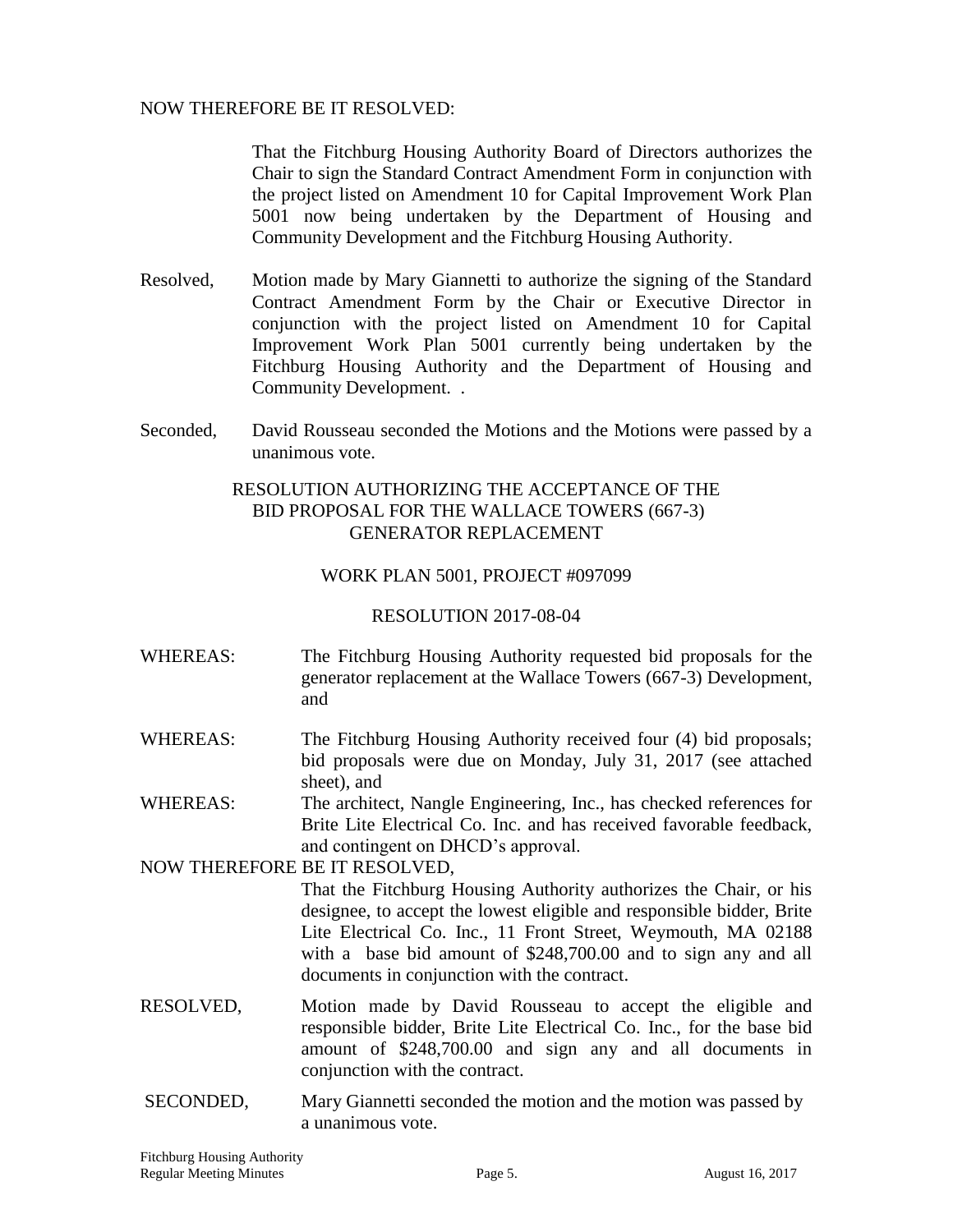NOW THEREFORE BE IT RESOLVED:

That the Fitchburg Housing Authority Board of Directors authorizes the Chair to sign the Standard Contract Amendment Form in conjunction with the project listed on Amendment 10 for Capital Improvement Work Plan 5001 now being undertaken by the Department of Housing and Community Development and the Fitchburg Housing Authority.

Resolved, Motion made by Mary Giannetti to authorize the signing of the Standard Contract Amendment Form by the Chair or Executive Director in conjunction with the project listed on Amendment 10 for Capital Improvement Work Plan 5001 currently being undertaken by the Fitchburg Housing Authority and the Department of Housing and Community Development. .

Seconded, David Rousseau seconded the Motions and the Motions were passed by a unanimous vote.

RESOLUTION AUTHORIZING THE ACCEPTANCE OF THE BID PROPOSAL FOR THE WALLACE TOWERS (667-3) GENERATOR REPLACEMENT

WORK PLAN 5001, PROJECT #097099

RESOLUTION 2017-08-04

WHEREAS: The Fitchburg Housing Authority requested bid proposals for the generator replacement at the Wallace Towers (667-3) Development, and

WHEREAS: The Fitchburg Housing Authority received four (4) bid proposals; bid proposals were due on Monday, July 31, 2017 (see attached sheet), and

WHEREAS: The architect, Nangle Engineering, Inc., has checked references for Brite Lite Electrical Co. Inc. and has received favorable feedback, and contingent on DHCD's approval.

NOW THEREFORE BE IT RESOLVED,

That the Fitchburg Housing Authority authorizes the Chair, or his designee, to accept the lowest eligible and responsible bidder, Brite Lite Electrical Co. Inc., 11 Front Street, Weymouth, MA 02188 with a base bid amount of $248,700.00 and to sign any and all documents in conjunction with the contract.

RESOLVED, Motion made by David Rousseau to accept the eligible and responsible bidder, Brite Lite Electrical Co. Inc., for the base bid amount of $248,700.00 and sign any and all documents in conjunction with the contract.

SECONDED, Mary Giannetti seconded the motion and the motion was passed by a unanimous vote.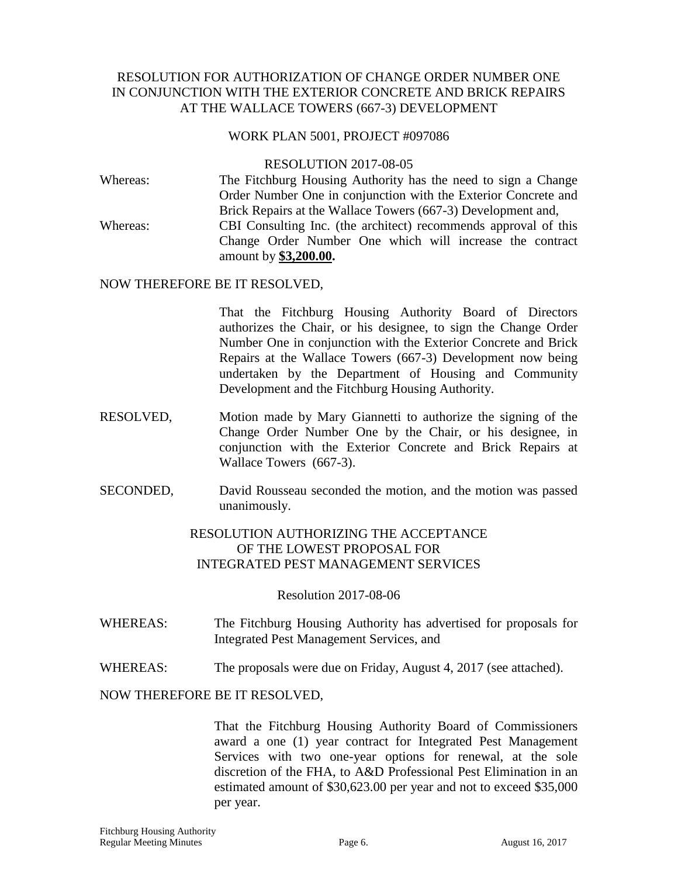RESOLUTION FOR AUTHORIZATION OF CHANGE ORDER NUMBER ONE IN CONJUNCTION WITH THE EXTERIOR CONCRETE AND BRICK REPAIRS AT THE WALLACE TOWERS (667-3) DEVELOPMENT

WORK PLAN 5001, PROJECT #097086

RESOLUTION 2017-08-05

Whereas: The Fitchburg Housing Authority has the need to sign a Change Order Number One in conjunction with the Exterior Concrete and Brick Repairs at the Wallace Towers (667-3) Development and,

Whereas: CBI Consulting Inc. (the architect) recommends approval of this Change Order Number One which will increase the contract amount by **$3,200.00.**

NOW THEREFORE BE IT RESOLVED,

That the Fitchburg Housing Authority Board of Directors authorizes the Chair, or his designee, to sign the Change Order Number One in conjunction with the Exterior Concrete and Brick Repairs at the Wallace Towers (667-3) Development now being undertaken by the Department of Housing and Community Development and the Fitchburg Housing Authority.

RESOLVED, Motion made by Mary Giannetti to authorize the signing of the Change Order Number One by the Chair, or his designee, in conjunction with the Exterior Concrete and Brick Repairs at Wallace Towers (667-3).

SECONDED, David Rousseau seconded the motion, and the motion was passed unanimously.

RESOLUTION AUTHORIZING THE ACCEPTANCE OF THE LOWEST PROPOSAL FOR INTEGRATED PEST MANAGEMENT SERVICES

Resolution 2017-08-06

WHEREAS: The Fitchburg Housing Authority has advertised for proposals for Integrated Pest Management Services, and

WHEREAS: The proposals were due on Friday, August 4, 2017 (see attached).

NOW THEREFORE BE IT RESOLVED,

That the Fitchburg Housing Authority Board of Commissioners award a one (1) year contract for Integrated Pest Management Services with two one-year options for renewal, at the sole discretion of the FHA, to A&D Professional Pest Elimination in an estimated amount of $30,623.00 per year and not to exceed $35,000 per year.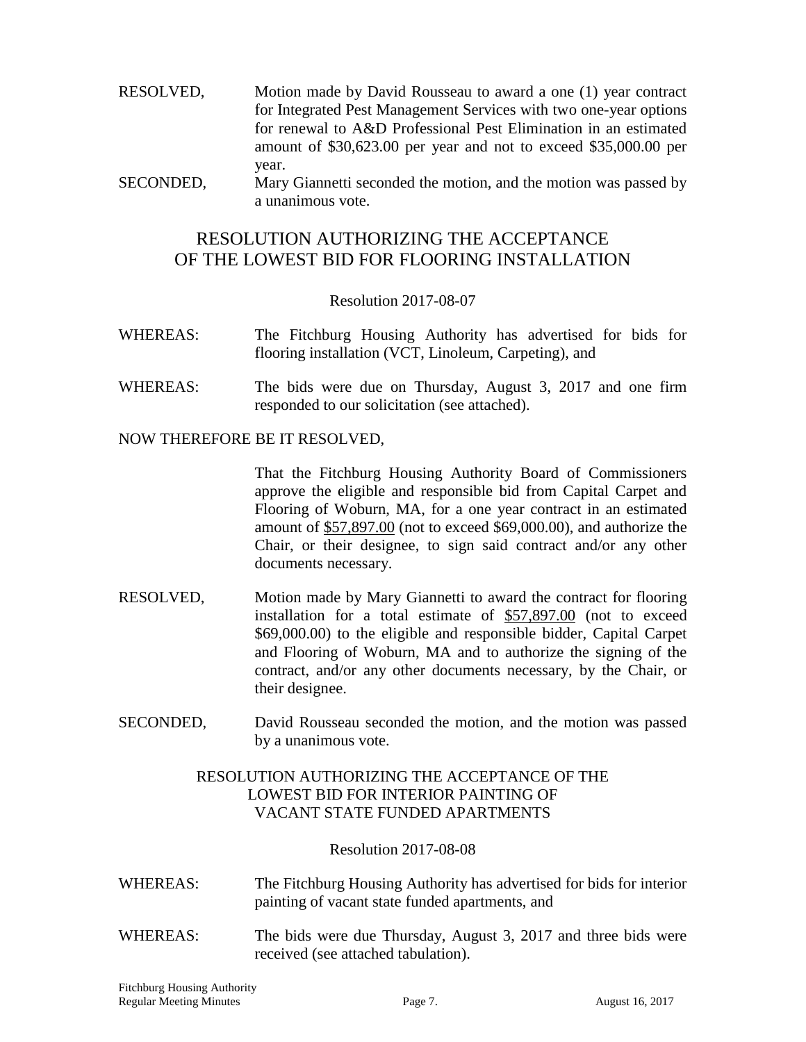RESOLVED, Motion made by David Rousseau to award a one (1) year contract for Integrated Pest Management Services with two one-year options for renewal to A&D Professional Pest Elimination in an estimated amount of $30,623.00 per year and not to exceed $35,000.00 per year.

SECONDED, Mary Giannetti seconded the motion, and the motion was passed by a unanimous vote.

## RESOLUTION AUTHORIZING THE ACCEPTANCE OF THE LOWEST BID FOR FLOORING INSTALLATION

Resolution 2017-08-07

WHEREAS: The Fitchburg Housing Authority has advertised for bids for flooring installation (VCT, Linoleum, Carpeting), and

WHEREAS: The bids were due on Thursday, August 3, 2017 and one firm responded to our solicitation (see attached).

NOW THEREFORE BE IT RESOLVED,

That the Fitchburg Housing Authority Board of Commissioners approve the eligible and responsible bid from Capital Carpet and Flooring of Woburn, MA, for a one year contract in an estimated amount of $57,897.00 (not to exceed $69,000.00), and authorize the Chair, or their designee, to sign said contract and/or any other documents necessary.

RESOLVED, Motion made by Mary Giannetti to award the contract for flooring installation for a total estimate of $57,897.00 (not to exceed $69,000.00) to the eligible and responsible bidder, Capital Carpet and Flooring of Woburn, MA and to authorize the signing of the contract, and/or any other documents necessary, by the Chair, or their designee.

SECONDED, David Rousseau seconded the motion, and the motion was passed by a unanimous vote.

## RESOLUTION AUTHORIZING THE ACCEPTANCE OF THE LOWEST BID FOR INTERIOR PAINTING OF VACANT STATE FUNDED APARTMENTS

Resolution 2017-08-08

WHEREAS: The Fitchburg Housing Authority has advertised for bids for interior painting of vacant state funded apartments, and

WHEREAS: The bids were due Thursday, August 3, 2017 and three bids were received (see attached tabulation).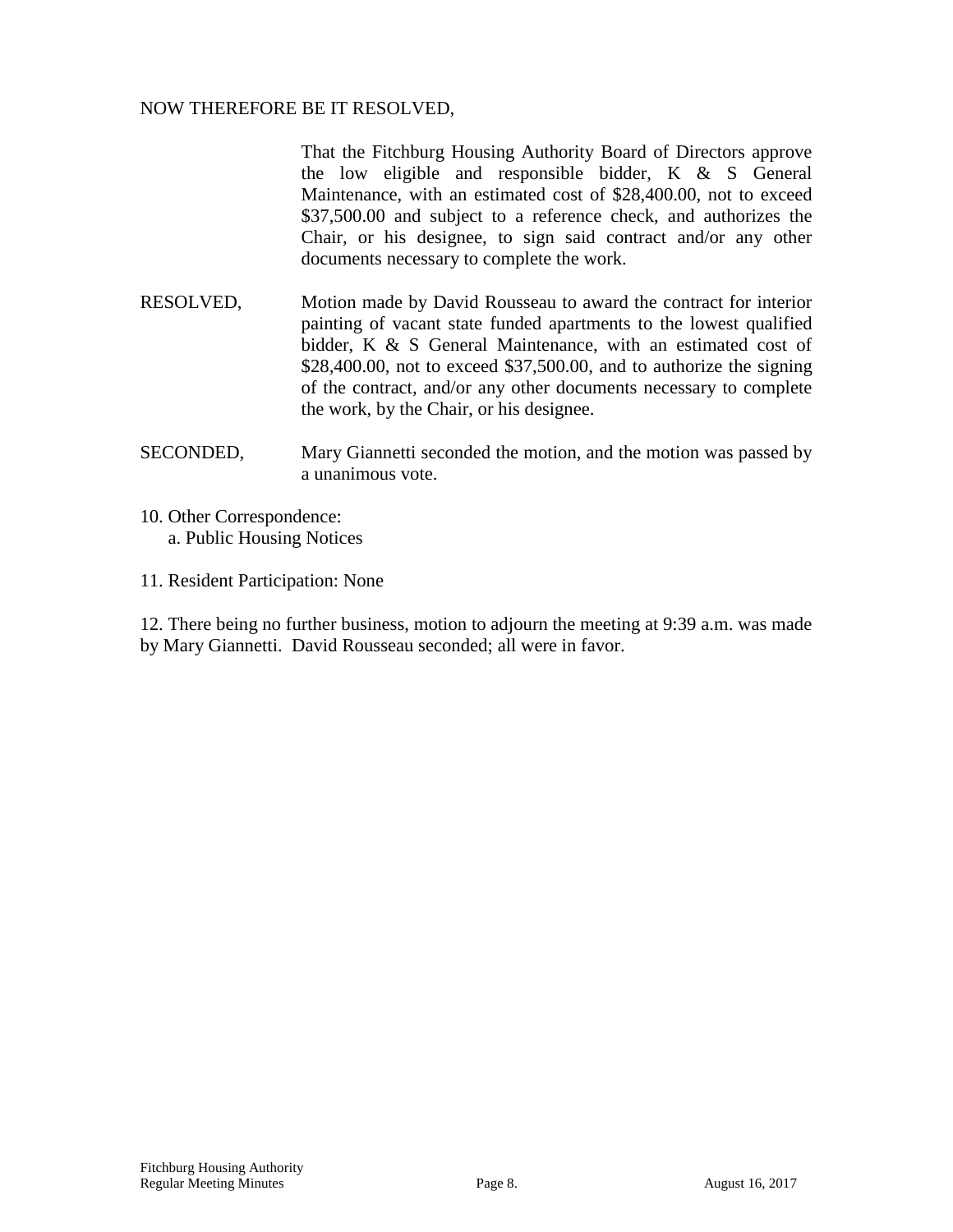NOW THEREFORE BE IT RESOLVED,

That the Fitchburg Housing Authority Board of Directors approve the low eligible and responsible bidder, K & S General Maintenance, with an estimated cost of $28,400.00, not to exceed $37,500.00 and subject to a reference check, and authorizes the Chair, or his designee, to sign said contract and/or any other documents necessary to complete the work.

RESOLVED, Motion made by David Rousseau to award the contract for interior painting of vacant state funded apartments to the lowest qualified bidder, K & S General Maintenance, with an estimated cost of $28,400.00, not to exceed $37,500.00, and to authorize the signing of the contract, and/or any other documents necessary to complete the work, by the Chair, or his designee.

SECONDED, Mary Giannetti seconded the motion, and the motion was passed by a unanimous vote.

10. Other Correspondence:
   a. Public Housing Notices

11. Resident Participation: None

12. There being no further business, motion to adjourn the meeting at 9:39 a.m. was made by Mary Giannetti. David Rousseau seconded; all were in favor.